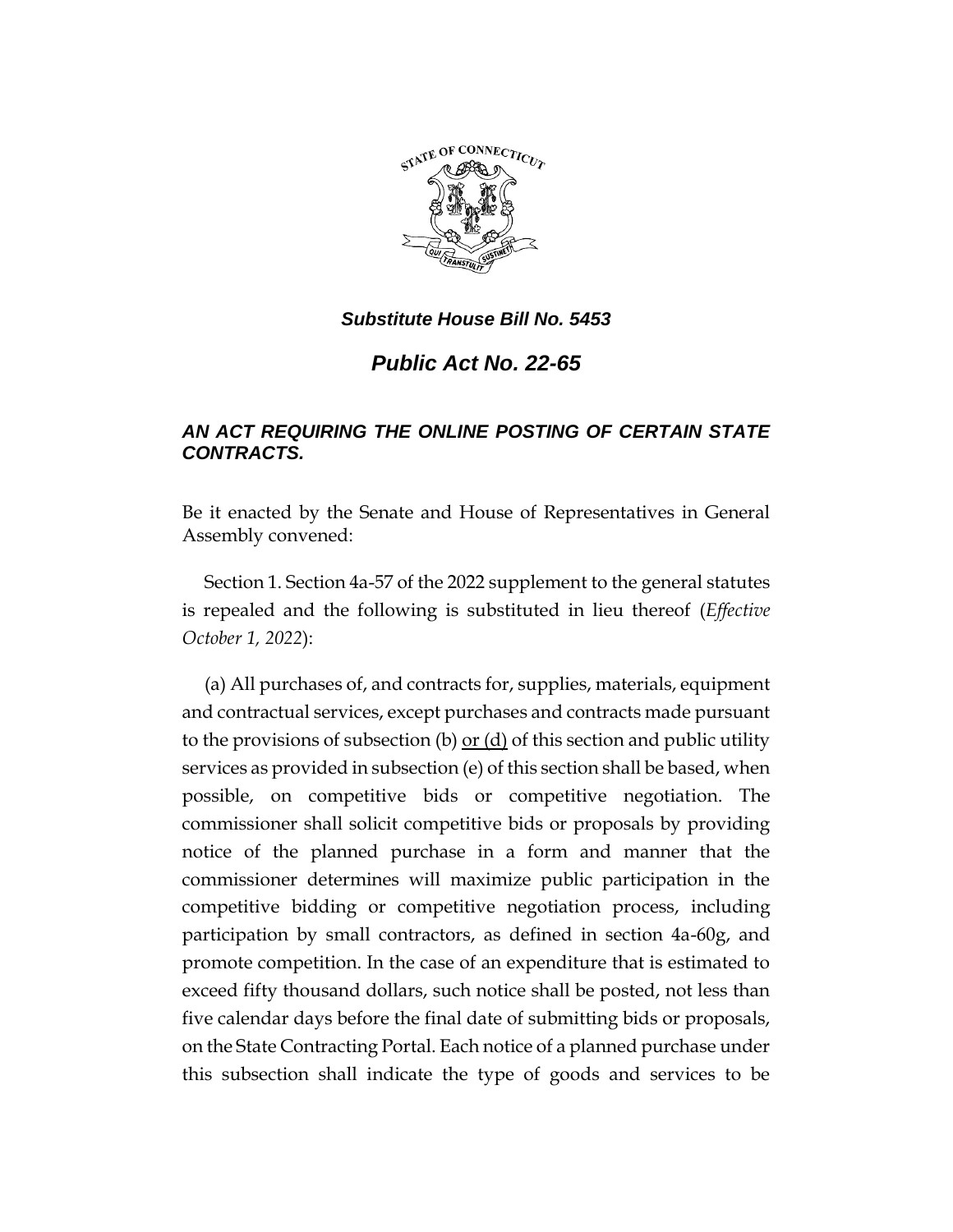***Substitute House Bill No. 5453***

# ***Public Act No. 22-65***

## ***AN ACT REQUIRING THE ONLINE POSTING OF CERTAIN STATE CONTRACTS.***

Be it enacted by the Senate and House of Representatives in General Assembly convened:

Section 1. Section 4a-57 of the 2022 supplement to the general statutes is repealed and the following is substituted in lieu thereof (*Effective October 1, 2022*):

(a) All purchases of, and contracts for, supplies, materials, equipment and contractual services, except purchases and contracts made pursuant to the provisions of subsection (b) <u>or (d)</u> of this section and public utility services as provided in subsection (e) of this section shall be based, when possible, on competitive bids or competitive negotiation. The commissioner shall solicit competitive bids or proposals by providing notice of the planned purchase in a form and manner that the commissioner determines will maximize public participation in the competitive bidding or competitive negotiation process, including participation by small contractors, as defined in section 4a-60g, and promote competition. In the case of an expenditure that is estimated to exceed fifty thousand dollars, such notice shall be posted, not less than five calendar days before the final date of submitting bids or proposals, on the State Contracting Portal. Each notice of a planned purchase under this subsection shall indicate the type of goods and services to be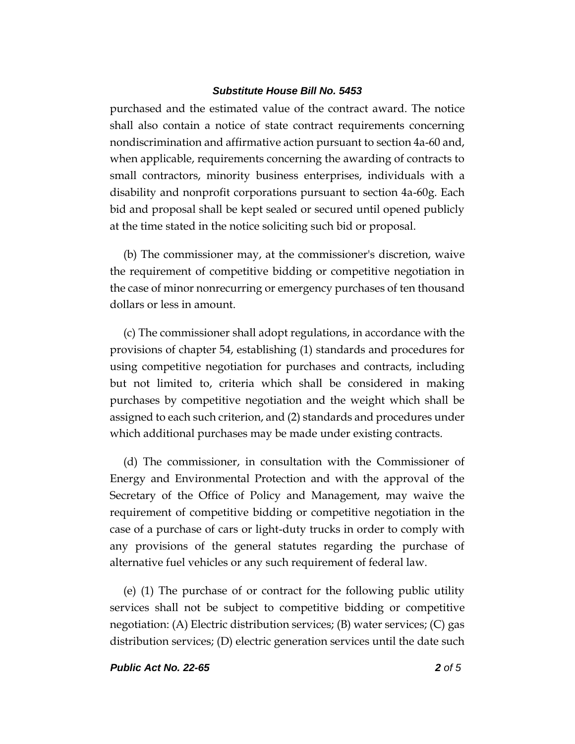purchased and the estimated value of the contract award. The notice shall also contain a notice of state contract requirements concerning nondiscrimination and affirmative action pursuant to section 4a-60 and, when applicable, requirements concerning the awarding of contracts to small contractors, minority business enterprises, individuals with a disability and nonprofit corporations pursuant to section 4a-60g. Each bid and proposal shall be kept sealed or secured until opened publicly at the time stated in the notice soliciting such bid or proposal.

(b) The commissioner may, at the commissioner's discretion, waive the requirement of competitive bidding or competitive negotiation in the case of minor nonrecurring or emergency purchases of ten thousand dollars or less in amount.

(c) The commissioner shall adopt regulations, in accordance with the provisions of chapter 54, establishing (1) standards and procedures for using competitive negotiation for purchases and contracts, including but not limited to, criteria which shall be considered in making purchases by competitive negotiation and the weight which shall be assigned to each such criterion, and (2) standards and procedures under which additional purchases may be made under existing contracts.

(d) The commissioner, in consultation with the Commissioner of Energy and Environmental Protection and with the approval of the Secretary of the Office of Policy and Management, may waive the requirement of competitive bidding or competitive negotiation in the case of a purchase of cars or light-duty trucks in order to comply with any provisions of the general statutes regarding the purchase of alternative fuel vehicles or any such requirement of federal law.

(e) (1) The purchase of or contract for the following public utility services shall not be subject to competitive bidding or competitive negotiation: (A) Electric distribution services; (B) water services; (C) gas distribution services; (D) electric generation services until the date such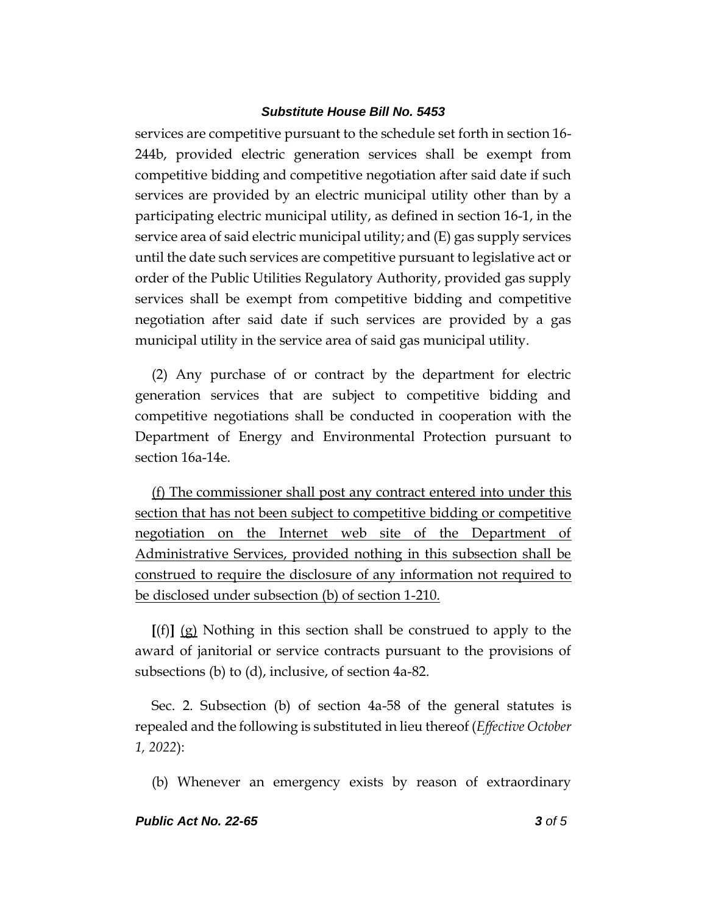services are competitive pursuant to the schedule set forth in section 16-244b, provided electric generation services shall be exempt from competitive bidding and competitive negotiation after said date if such services are provided by an electric municipal utility other than by a participating electric municipal utility, as defined in section 16-1, in the service area of said electric municipal utility; and (E) gas supply services until the date such services are competitive pursuant to legislative act or order of the Public Utilities Regulatory Authority, provided gas supply services shall be exempt from competitive bidding and competitive negotiation after said date if such services are provided by a gas municipal utility in the service area of said gas municipal utility.

(2) Any purchase of or contract by the department for electric generation services that are subject to competitive bidding and competitive negotiations shall be conducted in cooperation with the Department of Energy and Environmental Protection pursuant to section 16a-14e.

<u>(f) The commissioner shall post any contract entered into under this section that has not been subject to competitive bidding or competitive negotiation on the Internet web site of the Department of Administrative Services, provided nothing in this subsection shall be construed to require the disclosure of any information not required to be disclosed under subsection (b) of section 1-210.</u>

**[**(f)**]** <u>(g)</u> Nothing in this section shall be construed to apply to the award of janitorial or service contracts pursuant to the provisions of subsections (b) to (d), inclusive, of section 4a-82.

Sec. 2. Subsection (b) of section 4a-58 of the general statutes is repealed and the following is substituted in lieu thereof (*Effective October 1, 2022*):

(b) Whenever an emergency exists by reason of extraordinary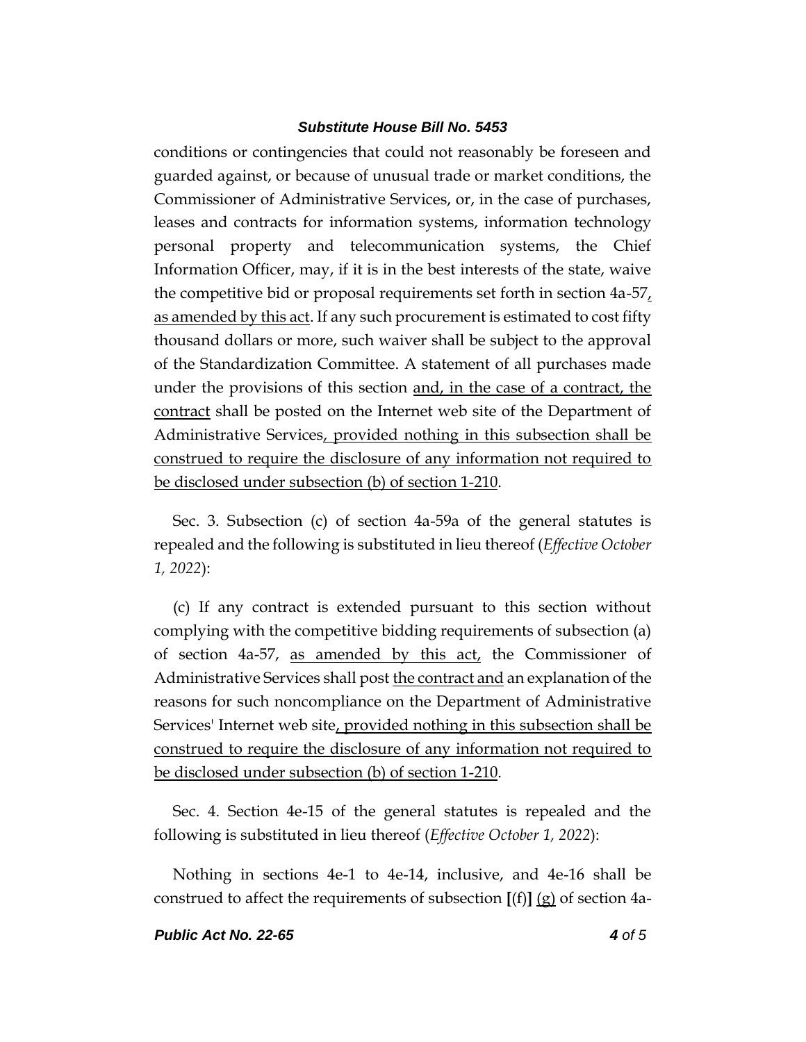conditions or contingencies that could not reasonably be foreseen and guarded against, or because of unusual trade or market conditions, the Commissioner of Administrative Services, or, in the case of purchases, leases and contracts for information systems, information technology personal property and telecommunication systems, the Chief Information Officer, may, if it is in the best interests of the state, waive the competitive bid or proposal requirements set forth in section 4a-57<u>, as amended by this act</u>. If any such procurement is estimated to cost fifty thousand dollars or more, such waiver shall be subject to the approval of the Standardization Committee. A statement of all purchases made under the provisions of this section <u>and, in the case of a contract, the contract</u> shall be posted on the Internet web site of the Department of Administrative Services<u>, provided nothing in this subsection shall be construed to require the disclosure of any information not required to be disclosed under subsection (b) of section 1-210</u>.

Sec. 3. Subsection (c) of section 4a-59a of the general statutes is repealed and the following is substituted in lieu thereof (*Effective October 1, 2022*):

(c) If any contract is extended pursuant to this section without complying with the competitive bidding requirements of subsection (a) of section 4a-57, <u>as amended by this act,</u> the Commissioner of Administrative Services shall post <u>the contract and</u> an explanation of the reasons for such noncompliance on the Department of Administrative Services' Internet web site<u>, provided nothing in this subsection shall be construed to require the disclosure of any information not required to be disclosed under subsection (b) of section 1-210</u>.

Sec. 4. Section 4e-15 of the general statutes is repealed and the following is substituted in lieu thereof (*Effective October 1, 2022*):

Nothing in sections 4e-1 to 4e-14, inclusive, and 4e-16 shall be construed to affect the requirements of subsection **[**(f)**]** <u>(g)</u> of section 4a-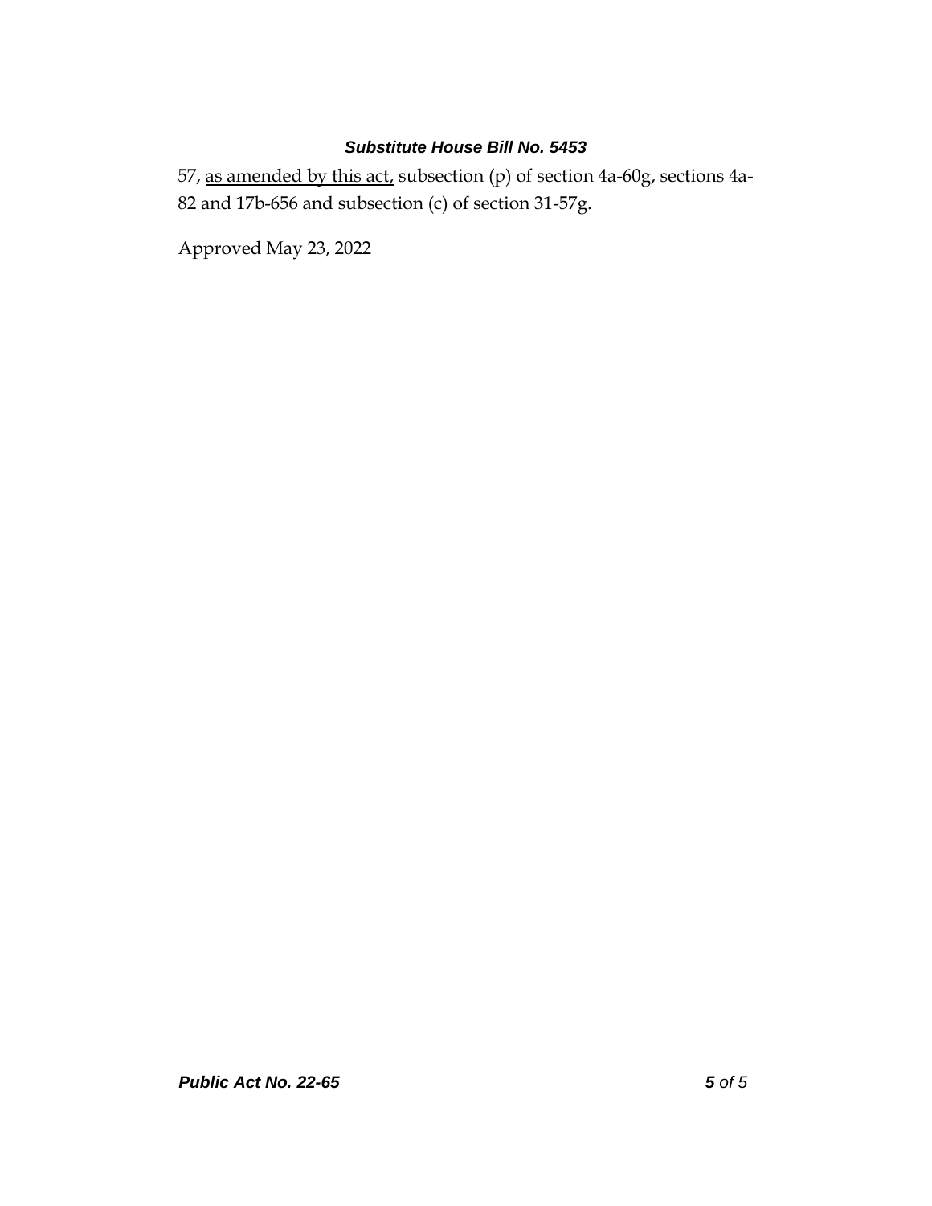57, <u>as amended by this act,</u> subsection (p) of section 4a-60g, sections 4a-82 and 17b-656 and subsection (c) of section 31-57g.

Approved May 23, 2022